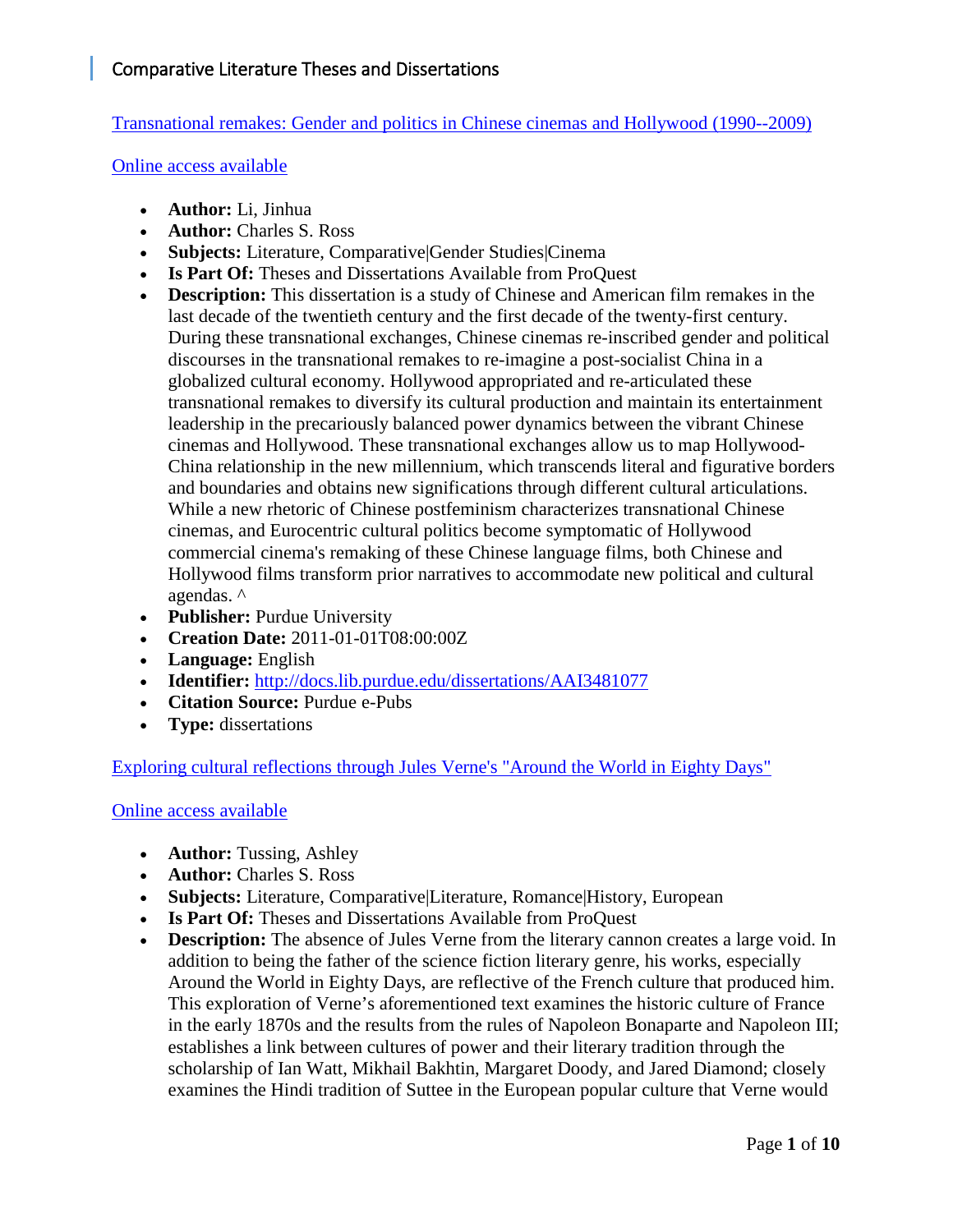# Comparative Literature Theses and Dissertations

[Transnational remakes: Gender and politics in Chinese cinemas and Hollywood (1990--2009)](http://docs.lib.purdue.edu/dissertations/AAI3481077)

Online access available

- **Author:** Li, Jinhua
- **Author:** Charles S. Ross
- **Subjects:** Literature, Comparative|Gender Studies|Cinema
- **Is Part Of:** Theses and Dissertations Available from ProQuest
- **Description:** This dissertation is a study of Chinese and American film remakes in the last decade of the twentieth century and the first decade of the twenty-first century. During these transnational exchanges, Chinese cinemas re-inscribed gender and political discourses in the transnational remakes to re-imagine a post-socialist China in a globalized cultural economy. Hollywood appropriated and re-articulated these transnational remakes to diversify its cultural production and maintain its entertainment leadership in the precariously balanced power dynamics between the vibrant Chinese cinemas and Hollywood. These transnational exchanges allow us to map Hollywood-China relationship in the new millennium, which transcends literal and figurative borders and boundaries and obtains new significations through different cultural articulations. While a new rhetoric of Chinese postfeminism characterizes transnational Chinese cinemas, and Eurocentric cultural politics become symptomatic of Hollywood commercial cinema's remaking of these Chinese language films, both Chinese and Hollywood films transform prior narratives to accommodate new political and cultural agendas. ^
- **Publisher:** Purdue University
- **Creation Date:** 2011-01-01T08:00:00Z
- **Language:** English
- **Identifier:** http://docs.lib.purdue.edu/dissertations/AAI3481077
- **Citation Source:** Purdue e-Pubs
- **Type:** dissertations

Exploring cultural reflections through Jules Verne's "Around the World in Eighty Days"

Online access available

- **Author:** Tussing, Ashley
- **Author:** Charles S. Ross
- **Subjects:** Literature, Comparative|Literature, Romance|History, European
- **Is Part Of:** Theses and Dissertations Available from ProQuest
- **Description:** The absence of Jules Verne from the literary cannon creates a large void. In addition to being the father of the science fiction literary genre, his works, especially Around the World in Eighty Days, are reflective of the French culture that produced him. This exploration of Verne's aforementioned text examines the historic culture of France in the early 1870s and the results from the rules of Napoleon Bonaparte and Napoleon III; establishes a link between cultures of power and their literary tradition through the scholarship of Ian Watt, Mikhail Bakhtin, Margaret Doody, and Jared Diamond; closely examines the Hindi tradition of Suttee in the European popular culture that Verne would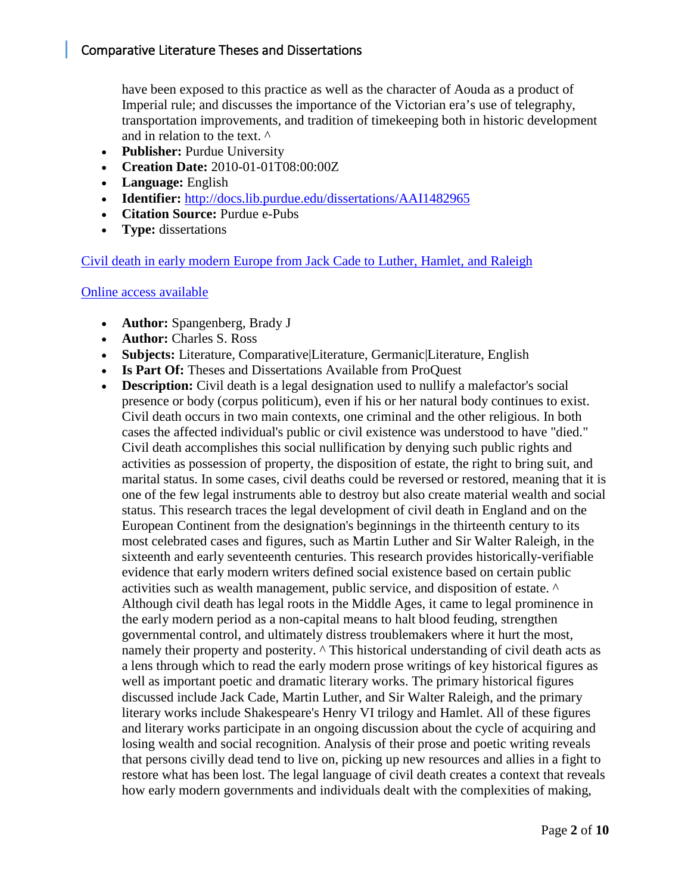have been exposed to this practice as well as the character of Aouda as a product of Imperial rule; and discusses the importance of the Victorian era's use of telegraphy, transportation improvements, and tradition of timekeeping both in historic development and in relation to the text. ^

- **Publisher:** Purdue University
- **Creation Date:** 2010-01-01T08:00:00Z
- **Language:** English
- **Identifier:** http://docs.lib.purdue.edu/dissertations/AAI1482965
- **Citation Source:** Purdue e-Pubs
- **Type:** dissertations

[Civil death in early modern Europe from Jack Cade to Luther, Hamlet, and Raleigh](#)

[Online access available](#)

- **Author:** Spangenberg, Brady J
- **Author:** Charles S. Ross
- **Subjects:** Literature, Comparative|Literature, Germanic|Literature, English
- **Is Part Of:** Theses and Dissertations Available from ProQuest
- **Description:** Civil death is a legal designation used to nullify a malefactor's social presence or body (corpus politicum), even if his or her natural body continues to exist. Civil death occurs in two main contexts, one criminal and the other religious. In both cases the affected individual's public or civil existence was understood to have "died." Civil death accomplishes this social nullification by denying such public rights and activities as possession of property, the disposition of estate, the right to bring suit, and marital status. In some cases, civil deaths could be reversed or restored, meaning that it is one of the few legal instruments able to destroy but also create material wealth and social status. This research traces the legal development of civil death in England and on the European Continent from the designation's beginnings in the thirteenth century to its most celebrated cases and figures, such as Martin Luther and Sir Walter Raleigh, in the sixteenth and early seventeenth centuries. This research provides historically-verifiable evidence that early modern writers defined social existence based on certain public activities such as wealth management, public service, and disposition of estate. ^ Although civil death has legal roots in the Middle Ages, it came to legal prominence in the early modern period as a non-capital means to halt blood feuding, strengthen governmental control, and ultimately distress troublemakers where it hurt the most, namely their property and posterity. ^ This historical understanding of civil death acts as a lens through which to read the early modern prose writings of key historical figures as well as important poetic and dramatic literary works. The primary historical figures discussed include Jack Cade, Martin Luther, and Sir Walter Raleigh, and the primary literary works include Shakespeare's Henry VI trilogy and Hamlet. All of these figures and literary works participate in an ongoing discussion about the cycle of acquiring and losing wealth and social recognition. Analysis of their prose and poetic writing reveals that persons civilly dead tend to live on, picking up new resources and allies in a fight to restore what has been lost. The legal language of civil death creates a context that reveals how early modern governments and individuals dealt with the complexities of making,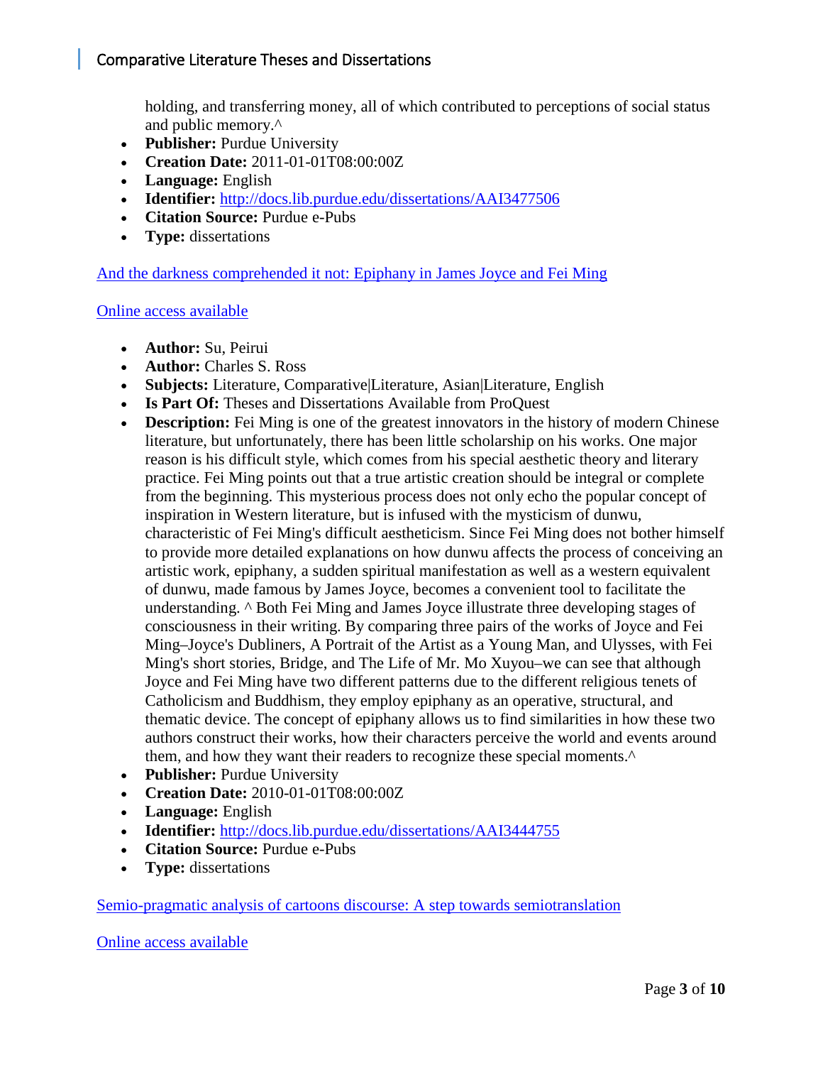holding, and transferring money, all of which contributed to perceptions of social status and public memory.^

- **Publisher:** Purdue University
- **Creation Date:** 2011-01-01T08:00:00Z
- **Language:** English
- **Identifier:** http://docs.lib.purdue.edu/dissertations/AAI3477506
- **Citation Source:** Purdue e-Pubs
- **Type:** dissertations

[And the darkness comprehended it not: Epiphany in James Joyce and Fei Ming]

[Online access available]

- **Author:** Su, Peirui
- **Author:** Charles S. Ross
- **Subjects:** Literature, Comparative|Literature, Asian|Literature, English
- **Is Part Of:** Theses and Dissertations Available from ProQuest
- **Description:** Fei Ming is one of the greatest innovators in the history of modern Chinese literature, but unfortunately, there has been little scholarship on his works. One major reason is his difficult style, which comes from his special aesthetic theory and literary practice. Fei Ming points out that a true artistic creation should be integral or complete from the beginning. This mysterious process does not only echo the popular concept of inspiration in Western literature, but is infused with the mysticism of dunwu, characteristic of Fei Ming's difficult aestheticism. Since Fei Ming does not bother himself to provide more detailed explanations on how dunwu affects the process of conceiving an artistic work, epiphany, a sudden spiritual manifestation as well as a western equivalent of dunwu, made famous by James Joyce, becomes a convenient tool to facilitate the understanding. ^ Both Fei Ming and James Joyce illustrate three developing stages of consciousness in their writing. By comparing three pairs of the works of Joyce and Fei Ming–Joyce's Dubliners, A Portrait of the Artist as a Young Man, and Ulysses, with Fei Ming's short stories, Bridge, and The Life of Mr. Mo Xuyou–we can see that although Joyce and Fei Ming have two different patterns due to the different religious tenets of Catholicism and Buddhism, they employ epiphany as an operative, structural, and thematic device. The concept of epiphany allows us to find similarities in how these two authors construct their works, how their characters perceive the world and events around them, and how they want their readers to recognize these special moments.^
- **Publisher:** Purdue University
- **Creation Date:** 2010-01-01T08:00:00Z
- **Language:** English
- **Identifier:** http://docs.lib.purdue.edu/dissertations/AAI3444755
- **Citation Source:** Purdue e-Pubs
- **Type:** dissertations

[Semio-pragmatic analysis of cartoons discourse: A step towards semiotranslation]

[Online access available]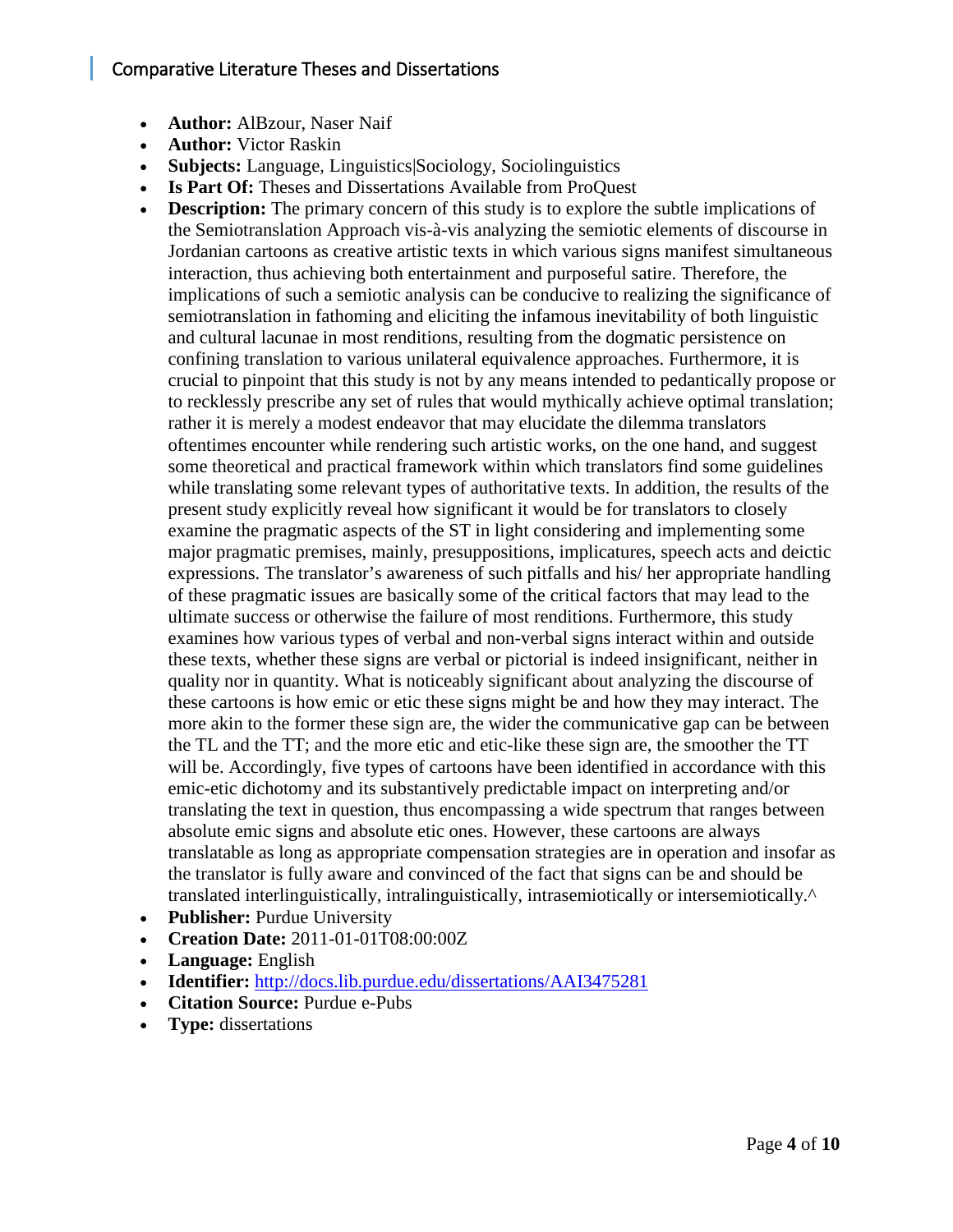- **Author:** AlBzour, Naser Naif
- **Author:** Victor Raskin
- **Subjects:** Language, Linguistics|Sociology, Sociolinguistics
- **Is Part Of:** Theses and Dissertations Available from ProQuest
- **Description:** The primary concern of this study is to explore the subtle implications of the Semiotranslation Approach vis-à-vis analyzing the semiotic elements of discourse in Jordanian cartoons as creative artistic texts in which various signs manifest simultaneous interaction, thus achieving both entertainment and purposeful satire. Therefore, the implications of such a semiotic analysis can be conducive to realizing the significance of semiotranslation in fathoming and eliciting the infamous inevitability of both linguistic and cultural lacunae in most renditions, resulting from the dogmatic persistence on confining translation to various unilateral equivalence approaches. Furthermore, it is crucial to pinpoint that this study is not by any means intended to pedantically propose or to recklessly prescribe any set of rules that would mythically achieve optimal translation; rather it is merely a modest endeavor that may elucidate the dilemma translators oftentimes encounter while rendering such artistic works, on the one hand, and suggest some theoretical and practical framework within which translators find some guidelines while translating some relevant types of authoritative texts. In addition, the results of the present study explicitly reveal how significant it would be for translators to closely examine the pragmatic aspects of the ST in light considering and implementing some major pragmatic premises, mainly, presuppositions, implicatures, speech acts and deictic expressions. The translator's awareness of such pitfalls and his/ her appropriate handling of these pragmatic issues are basically some of the critical factors that may lead to the ultimate success or otherwise the failure of most renditions. Furthermore, this study examines how various types of verbal and non-verbal signs interact within and outside these texts, whether these signs are verbal or pictorial is indeed insignificant, neither in quality nor in quantity. What is noticeably significant about analyzing the discourse of these cartoons is how emic or etic these signs might be and how they may interact. The more akin to the former these sign are, the wider the communicative gap can be between the TL and the TT; and the more etic and etic-like these sign are, the smoother the TT will be. Accordingly, five types of cartoons have been identified in accordance with this emic-etic dichotomy and its substantively predictable impact on interpreting and/or translating the text in question, thus encompassing a wide spectrum that ranges between absolute emic signs and absolute etic ones. However, these cartoons are always translatable as long as appropriate compensation strategies are in operation and insofar as the translator is fully aware and convinced of the fact that signs can be and should be translated interlinguistically, intralinguistically, intrasemiotically or intersemiotically.^
- **Publisher:** Purdue University
- **Creation Date:** 2011-01-01T08:00:00Z
- **Language:** English
- **Identifier:** http://docs.lib.purdue.edu/dissertations/AAI3475281
- **Citation Source:** Purdue e-Pubs
- **Type:** dissertations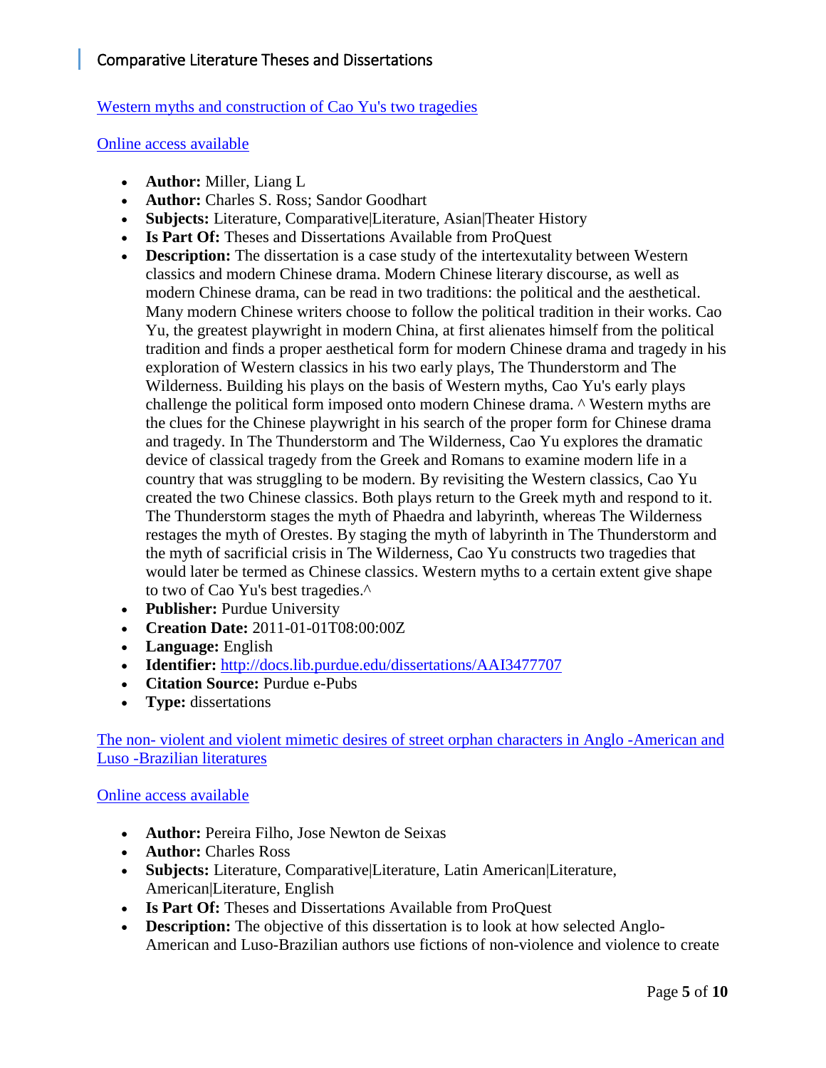[Western myths and construction of Cao Yu's two tragedies](#)

[Online access available](#)

- **Author:** Miller, Liang L
- **Author:** Charles S. Ross; Sandor Goodhart
- **Subjects:** Literature, Comparative|Literature, Asian|Theater History
- **Is Part Of:** Theses and Dissertations Available from ProQuest
- **Description:** The dissertation is a case study of the intertexutality between Western classics and modern Chinese drama. Modern Chinese literary discourse, as well as modern Chinese drama, can be read in two traditions: the political and the aesthetical. Many modern Chinese writers choose to follow the political tradition in their works. Cao Yu, the greatest playwright in modern China, at first alienates himself from the political tradition and finds a proper aesthetical form for modern Chinese drama and tragedy in his exploration of Western classics in his two early plays, The Thunderstorm and The Wilderness. Building his plays on the basis of Western myths, Cao Yu's early plays challenge the political form imposed onto modern Chinese drama. ^ Western myths are the clues for the Chinese playwright in his search of the proper form for Chinese drama and tragedy. In The Thunderstorm and The Wilderness, Cao Yu explores the dramatic device of classical tragedy from the Greek and Romans to examine modern life in a country that was struggling to be modern. By revisiting the Western classics, Cao Yu created the two Chinese classics. Both plays return to the Greek myth and respond to it. The Thunderstorm stages the myth of Phaedra and labyrinth, whereas The Wilderness restages the myth of Orestes. By staging the myth of labyrinth in The Thunderstorm and the myth of sacrificial crisis in The Wilderness, Cao Yu constructs two tragedies that would later be termed as Chinese classics. Western myths to a certain extent give shape to two of Cao Yu's best tragedies.^
- **Publisher:** Purdue University
- **Creation Date:** 2011-01-01T08:00:00Z
- **Language:** English
- **Identifier:** [http://docs.lib.purdue.edu/dissertations/AAI3477707](http://docs.lib.purdue.edu/dissertations/AAI3477707)
- **Citation Source:** Purdue e-Pubs
- **Type:** dissertations

[The non- violent and violent mimetic desires of street orphan characters in Anglo -American and Luso -Brazilian literatures](#)

[Online access available](#)

- **Author:** Pereira Filho, Jose Newton de Seixas
- **Author:** Charles Ross
- **Subjects:** Literature, Comparative|Literature, Latin American|Literature, American|Literature, English
- **Is Part Of:** Theses and Dissertations Available from ProQuest
- **Description:** The objective of this dissertation is to look at how selected Anglo-American and Luso-Brazilian authors use fictions of non-violence and violence to create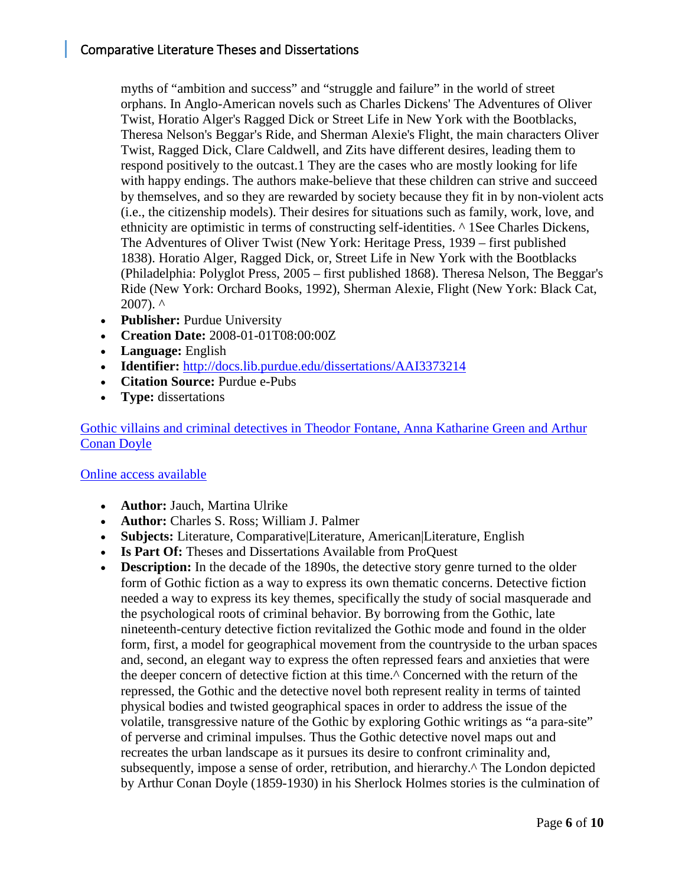myths of "ambition and success" and "struggle and failure" in the world of street orphans. In Anglo-American novels such as Charles Dickens' The Adventures of Oliver Twist, Horatio Alger's Ragged Dick or Street Life in New York with the Bootblacks, Theresa Nelson's Beggar's Ride, and Sherman Alexie's Flight, the main characters Oliver Twist, Ragged Dick, Clare Caldwell, and Zits have different desires, leading them to respond positively to the outcast.1 They are the cases who are mostly looking for life with happy endings. The authors make-believe that these children can strive and succeed by themselves, and so they are rewarded by society because they fit in by non-violent acts (i.e., the citizenship models). Their desires for situations such as family, work, love, and ethnicity are optimistic in terms of constructing self-identities. ^ 1See Charles Dickens, The Adventures of Oliver Twist (New York: Heritage Press, 1939 – first published 1838). Horatio Alger, Ragged Dick, or, Street Life in New York with the Bootblacks (Philadelphia: Polyglot Press, 2005 – first published 1868). Theresa Nelson, The Beggar's Ride (New York: Orchard Books, 1992), Sherman Alexie, Flight (New York: Black Cat, 2007). ^
- **Publisher:** Purdue University
- **Creation Date:** 2008-01-01T08:00:00Z
- **Language:** English
- **Identifier:** http://docs.lib.purdue.edu/dissertations/AAI3373214
- **Citation Source:** Purdue e-Pubs
- **Type:** dissertations

[Gothic villains and criminal detectives in Theodor Fontane, Anna Katharine Green and Arthur Conan Doyle](#)

[Online access available](#)

- **Author:** Jauch, Martina Ulrike
- **Author:** Charles S. Ross; William J. Palmer
- **Subjects:** Literature, Comparative|Literature, American|Literature, English
- **Is Part Of:** Theses and Dissertations Available from ProQuest
- **Description:** In the decade of the 1890s, the detective story genre turned to the older form of Gothic fiction as a way to express its own thematic concerns. Detective fiction needed a way to express its key themes, specifically the study of social masquerade and the psychological roots of criminal behavior. By borrowing from the Gothic, late nineteenth-century detective fiction revitalized the Gothic mode and found in the older form, first, a model for geographical movement from the countryside to the urban spaces and, second, an elegant way to express the often repressed fears and anxieties that were the deeper concern of detective fiction at this time.^ Concerned with the return of the repressed, the Gothic and the detective novel both represent reality in terms of tainted physical bodies and twisted geographical spaces in order to address the issue of the volatile, transgressive nature of the Gothic by exploring Gothic writings as "a para-site" of perverse and criminal impulses. Thus the Gothic detective novel maps out and recreates the urban landscape as it pursues its desire to confront criminality and, subsequently, impose a sense of order, retribution, and hierarchy.^ The London depicted by Arthur Conan Doyle (1859-1930) in his Sherlock Holmes stories is the culmination of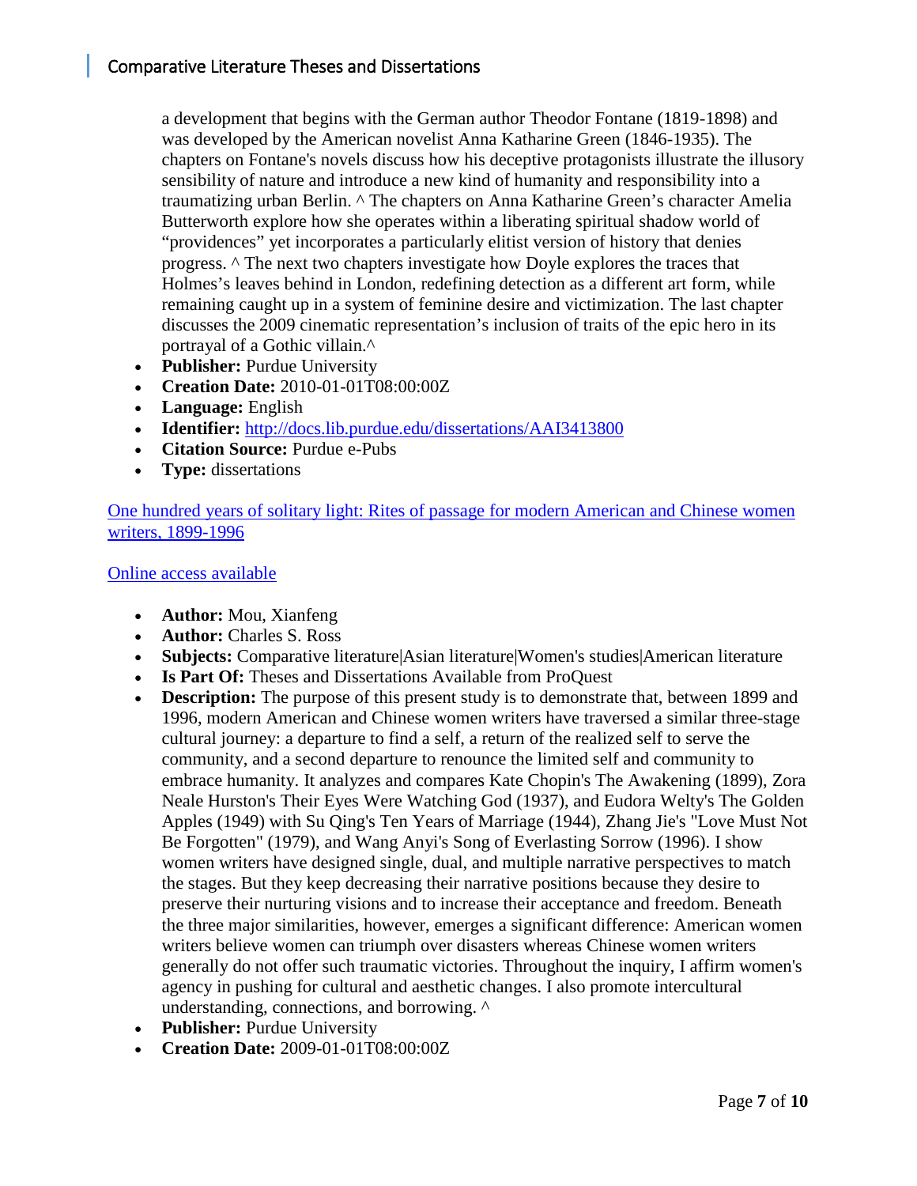a development that begins with the German author Theodor Fontane (1819-1898) and was developed by the American novelist Anna Katharine Green (1846-1935). The chapters on Fontane's novels discuss how his deceptive protagonists illustrate the illusory sensibility of nature and introduce a new kind of humanity and responsibility into a traumatizing urban Berlin. ^ The chapters on Anna Katharine Green's character Amelia Butterworth explore how she operates within a liberating spiritual shadow world of "providences" yet incorporates a particularly elitist version of history that denies progress. ^ The next two chapters investigate how Doyle explores the traces that Holmes's leaves behind in London, redefining detection as a different art form, while remaining caught up in a system of feminine desire and victimization. The last chapter discusses the 2009 cinematic representation's inclusion of traits of the epic hero in its portrayal of a Gothic villain.^

- **Publisher:** Purdue University
- **Creation Date:** 2010-01-01T08:00:00Z
- **Language:** English
- **Identifier:** [http://docs.lib.purdue.edu/dissertations/AAI3413800](http://docs.lib.purdue.edu/dissertations/AAI3413800)
- **Citation Source:** Purdue e-Pubs
- **Type:** dissertations

[One hundred years of solitary light: Rites of passage for modern American and Chinese women writers, 1899-1996]()

[Online access available]()

- **Author:** Mou, Xianfeng
- **Author:** Charles S. Ross
- **Subjects:** Comparative literature|Asian literature|Women's studies|American literature
- **Is Part Of:** Theses and Dissertations Available from ProQuest
- **Description:** The purpose of this present study is to demonstrate that, between 1899 and 1996, modern American and Chinese women writers have traversed a similar three-stage cultural journey: a departure to find a self, a return of the realized self to serve the community, and a second departure to renounce the limited self and community to embrace humanity. It analyzes and compares Kate Chopin's The Awakening (1899), Zora Neale Hurston's Their Eyes Were Watching God (1937), and Eudora Welty's The Golden Apples (1949) with Su Qing's Ten Years of Marriage (1944), Zhang Jie's "Love Must Not Be Forgotten" (1979), and Wang Anyi's Song of Everlasting Sorrow (1996). I show women writers have designed single, dual, and multiple narrative perspectives to match the stages. But they keep decreasing their narrative positions because they desire to preserve their nurturing visions and to increase their acceptance and freedom. Beneath the three major similarities, however, emerges a significant difference: American women writers believe women can triumph over disasters whereas Chinese women writers generally do not offer such traumatic victories. Throughout the inquiry, I affirm women's agency in pushing for cultural and aesthetic changes. I also promote intercultural understanding, connections, and borrowing. ^
- **Publisher:** Purdue University
- **Creation Date:** 2009-01-01T08:00:00Z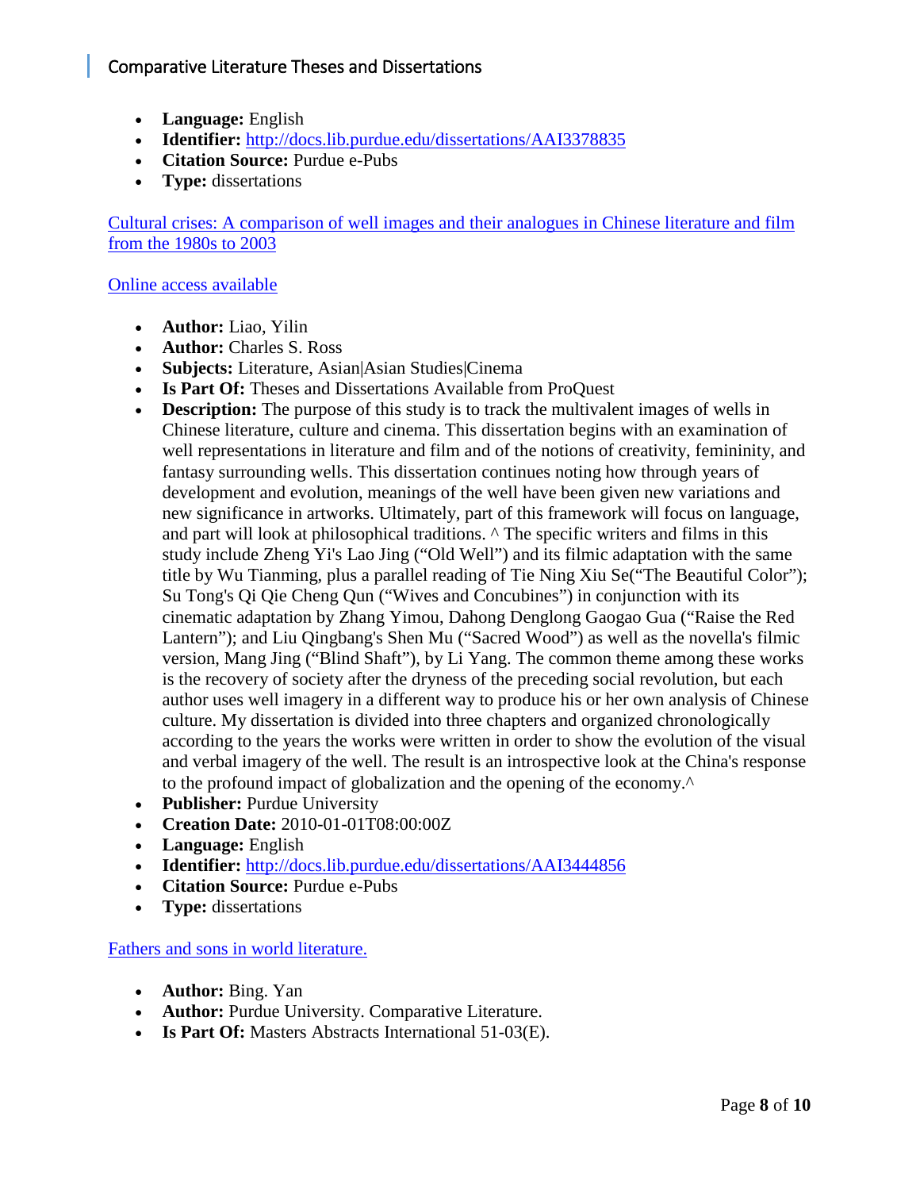- **Language:** English
- **Identifier:** [http://docs.lib.purdue.edu/dissertations/AAI3378835](http://docs.lib.purdue.edu/dissertations/AAI3378835)
- **Citation Source:** Purdue e-Pubs
- **Type:** dissertations

Cultural crises: A comparison of well images and their analogues in Chinese literature and film from the 1980s to 2003

Online access available

- **Author:** Liao, Yilin
- **Author:** Charles S. Ross
- **Subjects:** Literature, Asian|Asian Studies|Cinema
- **Is Part Of:** Theses and Dissertations Available from ProQuest
- **Description:** The purpose of this study is to track the multivalent images of wells in Chinese literature, culture and cinema. This dissertation begins with an examination of well representations in literature and film and of the notions of creativity, femininity, and fantasy surrounding wells. This dissertation continues noting how through years of development and evolution, meanings of the well have been given new variations and new significance in artworks. Ultimately, part of this framework will focus on language, and part will look at philosophical traditions. ^ The specific writers and films in this study include Zheng Yi's Lao Jing ("Old Well") and its filmic adaptation with the same title by Wu Tianming, plus a parallel reading of Tie Ning Xiu Se("The Beautiful Color"); Su Tong's Qi Qie Cheng Qun ("Wives and Concubines") in conjunction with its cinematic adaptation by Zhang Yimou, Dahong Denglong Gaogao Gua ("Raise the Red Lantern"); and Liu Qingbang's Shen Mu ("Sacred Wood") as well as the novella's filmic version, Mang Jing ("Blind Shaft"), by Li Yang. The common theme among these works is the recovery of society after the dryness of the preceding social revolution, but each author uses well imagery in a different way to produce his or her own analysis of Chinese culture. My dissertation is divided into three chapters and organized chronologically according to the years the works were written in order to show the evolution of the visual and verbal imagery of the well. The result is an introspective look at the China's response to the profound impact of globalization and the opening of the economy.^
- **Publisher:** Purdue University
- **Creation Date:** 2010-01-01T08:00:00Z
- **Language:** English
- **Identifier:** [http://docs.lib.purdue.edu/dissertations/AAI3444856](http://docs.lib.purdue.edu/dissertations/AAI3444856)
- **Citation Source:** Purdue e-Pubs
- **Type:** dissertations

Fathers and sons in world literature.

- **Author:** Bing. Yan
- **Author:** Purdue University. Comparative Literature.
- **Is Part Of:** Masters Abstracts International 51-03(E).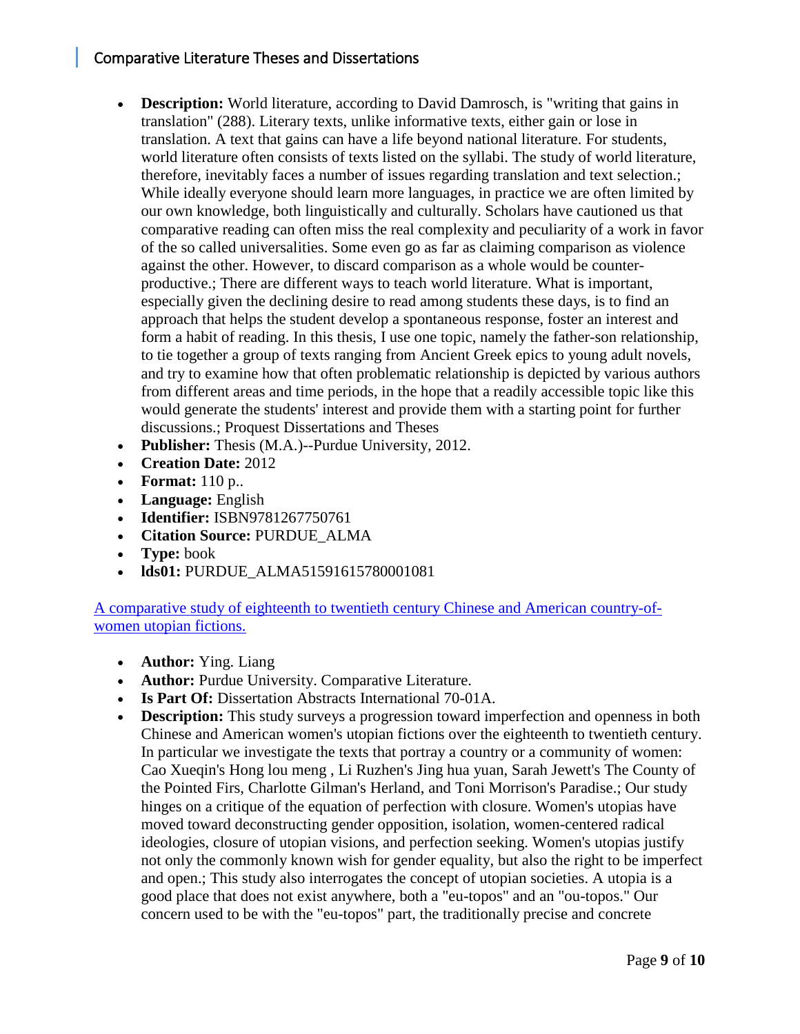- **Description:** World literature, according to David Damrosch, is "writing that gains in translation" (288). Literary texts, unlike informative texts, either gain or lose in translation. A text that gains can have a life beyond national literature. For students, world literature often consists of texts listed on the syllabi. The study of world literature, therefore, inevitably faces a number of issues regarding translation and text selection.; While ideally everyone should learn more languages, in practice we are often limited by our own knowledge, both linguistically and culturally. Scholars have cautioned us that comparative reading can often miss the real complexity and peculiarity of a work in favor of the so called universalities. Some even go as far as claiming comparison as violence against the other. However, to discard comparison as a whole would be counter-productive.; There are different ways to teach world literature. What is important, especially given the declining desire to read among students these days, is to find an approach that helps the student develop a spontaneous response, foster an interest and form a habit of reading. In this thesis, I use one topic, namely the father-son relationship, to tie together a group of texts ranging from Ancient Greek epics to young adult novels, and try to examine how that often problematic relationship is depicted by various authors from different areas and time periods, in the hope that a readily accessible topic like this would generate the students' interest and provide them with a starting point for further discussions.; Proquest Dissertations and Theses
- **Publisher:** Thesis (M.A.)--Purdue University, 2012.
- **Creation Date:** 2012
- **Format:** 110 p..
- **Language:** English
- **Identifier:** ISBN9781267750761
- **Citation Source:** PURDUE_ALMA
- **Type:** book
- **lds01:** PURDUE_ALMA51591615780001081

[A comparative study of eighteenth to twentieth century Chinese and American country-of-women utopian fictions.]

- **Author:** Ying. Liang
- **Author:** Purdue University. Comparative Literature.
- **Is Part Of:** Dissertation Abstracts International 70-01A.
- **Description:** This study surveys a progression toward imperfection and openness in both Chinese and American women's utopian fictions over the eighteenth to twentieth century. In particular we investigate the texts that portray a country or a community of women: Cao Xueqin's Hong lou meng , Li Ruzhen's Jing hua yuan, Sarah Jewett's The County of the Pointed Firs, Charlotte Gilman's Herland, and Toni Morrison's Paradise.; Our study hinges on a critique of the equation of perfection with closure. Women's utopias have moved toward deconstructing gender opposition, isolation, women-centered radical ideologies, closure of utopian visions, and perfection seeking. Women's utopias justify not only the commonly known wish for gender equality, but also the right to be imperfect and open.; This study also interrogates the concept of utopian societies. A utopia is a good place that does not exist anywhere, both a "eu-topos" and an "ou-topos." Our concern used to be with the "eu-topos" part, the traditionally precise and concrete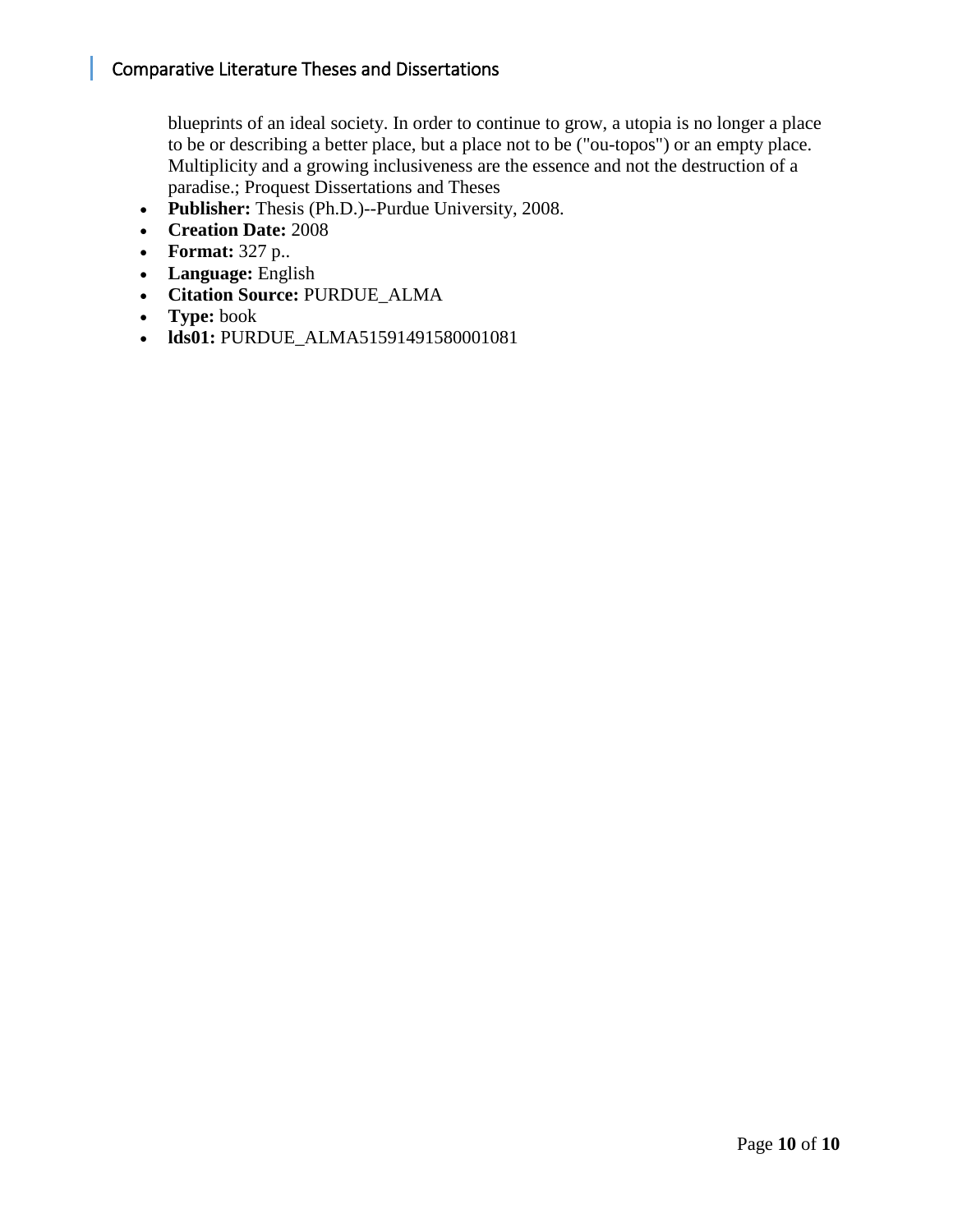blueprints of an ideal society. In order to continue to grow, a utopia is no longer a place to be or describing a better place, but a place not to be ("ou-topos") or an empty place. Multiplicity and a growing inclusiveness are the essence and not the destruction of a paradise.; Proquest Dissertations and Theses

- **Publisher:** Thesis (Ph.D.)--Purdue University, 2008.
- **Creation Date:** 2008
- **Format:** 327 p..
- **Language:** English
- **Citation Source:** PURDUE_ALMA
- **Type:** book
- **lds01:** PURDUE_ALMA51591491580001081